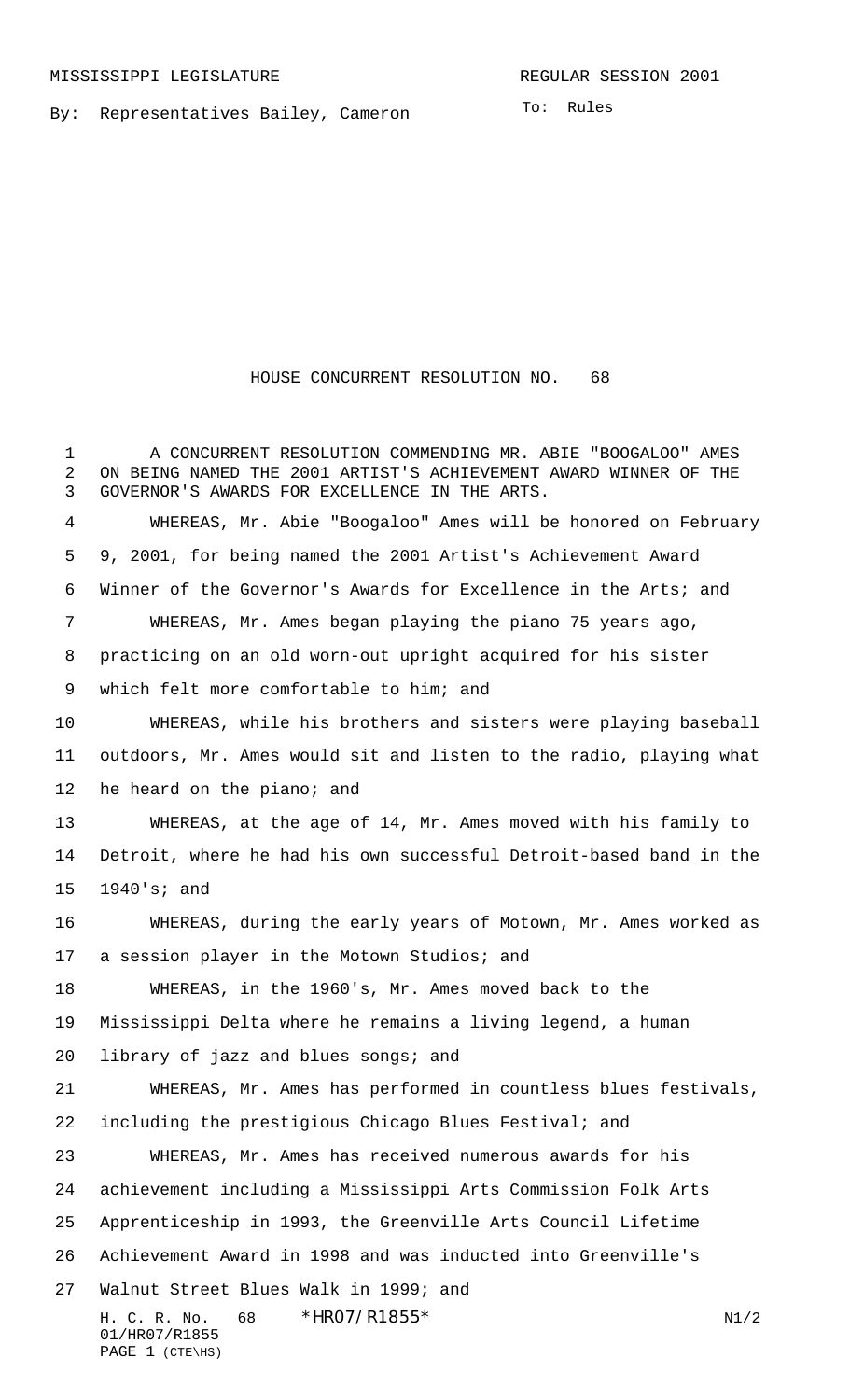MISSISSIPPI LEGISLATURE REGULAR SESSION 2001

By: Representatives Bailey, Cameron

To: Rules

# HOUSE CONCURRENT RESOLUTION NO. 68

A CONCURRENT RESOLUTION COMMENDING MR. ABIE "BOOGALOO" AMES ON BEING NAMED THE 2001 ARTIST'S ACHIEVEMENT AWARD WINNER OF THE GOVERNOR'S AWARDS FOR EXCELLENCE IN THE ARTS.

WHEREAS, Mr. Abie "Boogaloo" Ames will be honored on February 9, 2001, for being named the 2001 Artist's Achievement Award Winner of the Governor's Awards for Excellence in the Arts; and

WHEREAS, Mr. Ames began playing the piano 75 years ago, practicing on an old worn-out upright acquired for his sister which felt more comfortable to him; and

WHEREAS, while his brothers and sisters were playing baseball outdoors, Mr. Ames would sit and listen to the radio, playing what he heard on the piano; and

WHEREAS, at the age of 14, Mr. Ames moved with his family to Detroit, where he had his own successful Detroit-based band in the 1940's; and

WHEREAS, during the early years of Motown, Mr. Ames worked as a session player in the Motown Studios; and

WHEREAS, in the 1960's, Mr. Ames moved back to the Mississippi Delta where he remains a living legend, a human library of jazz and blues songs; and

WHEREAS, Mr. Ames has performed in countless blues festivals, including the prestigious Chicago Blues Festival; and

WHEREAS, Mr. Ames has received numerous awards for his achievement including a Mississippi Arts Commission Folk Arts Apprenticeship in 1993, the Greenville Arts Council Lifetime Achievement Award in 1998 and was inducted into Greenville's Walnut Street Blues Walk in 1999; and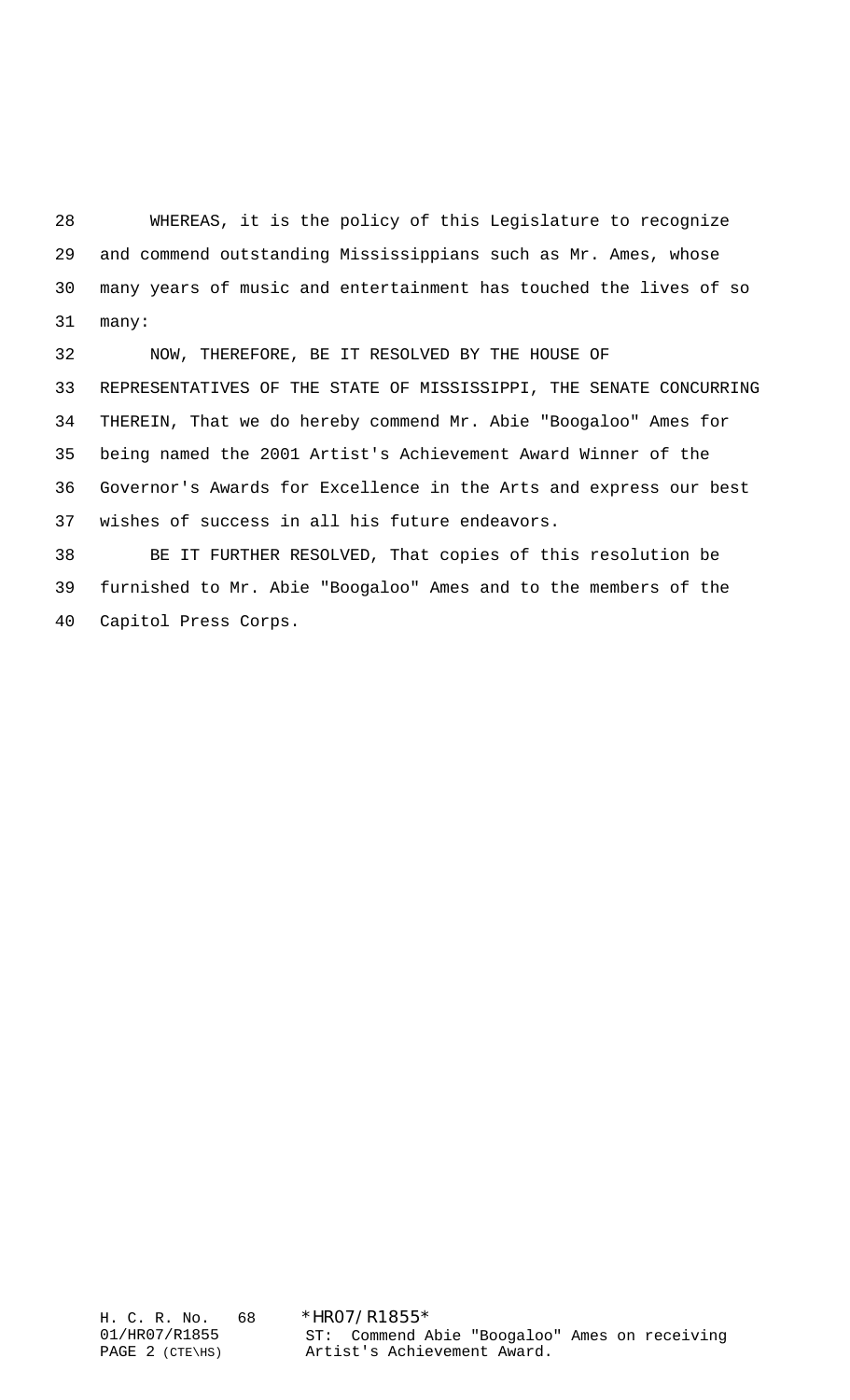WHEREAS, it is the policy of this Legislature to recognize and commend outstanding Mississippians such as Mr. Ames, whose many years of music and entertainment has touched the lives of so many:

NOW, THEREFORE, BE IT RESOLVED BY THE HOUSE OF REPRESENTATIVES OF THE STATE OF MISSISSIPPI, THE SENATE CONCURRING THEREIN, That we do hereby commend Mr. Abie "Boogaloo" Ames for being named the 2001 Artist's Achievement Award Winner of the Governor's Awards for Excellence in the Arts and express our best wishes of success in all his future endeavors.

BE IT FURTHER RESOLVED, That copies of this resolution be furnished to Mr. Abie "Boogaloo" Ames and to the members of the Capitol Press Corps.